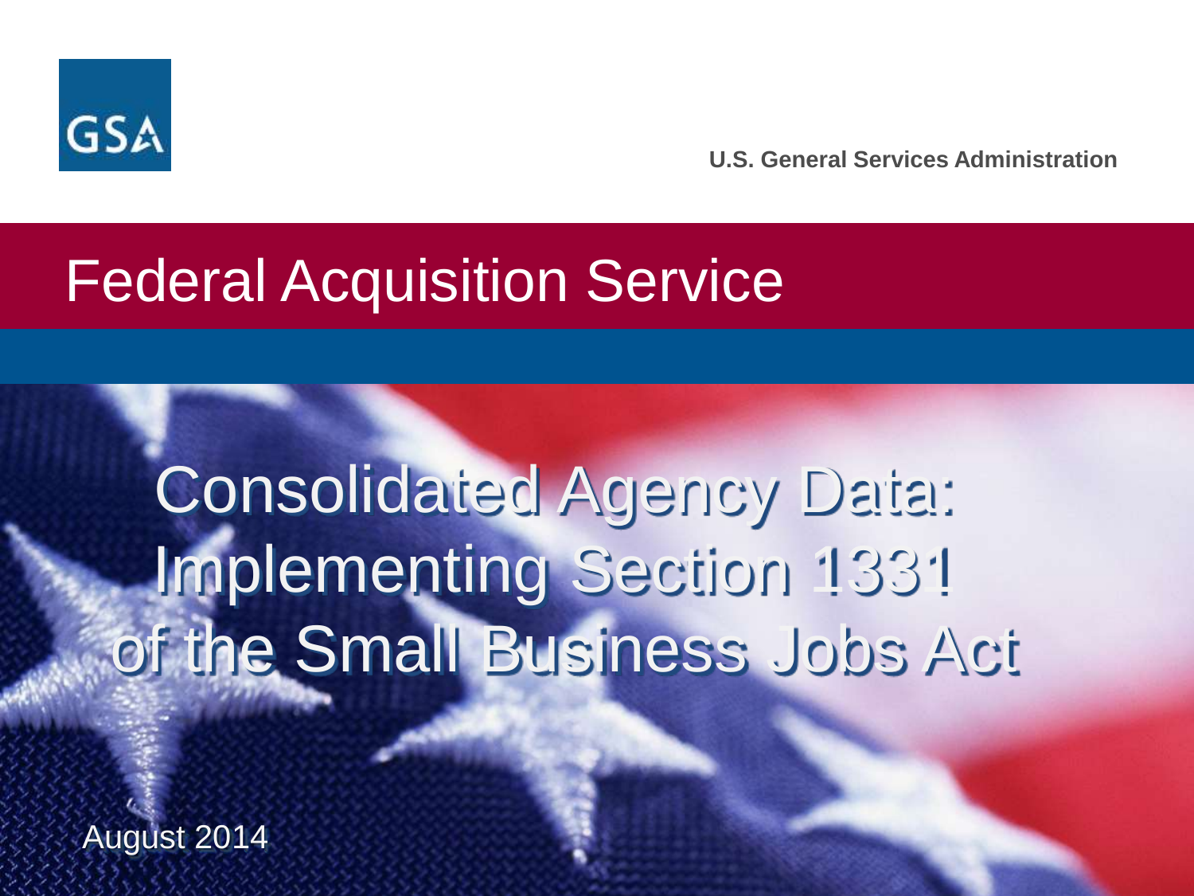GSA

U.S. General Services Administration

# Federal Acquisition Service

# Consolidated Agency Data: Implementing Section 1331 of the Small Business Jobs Act

August 2014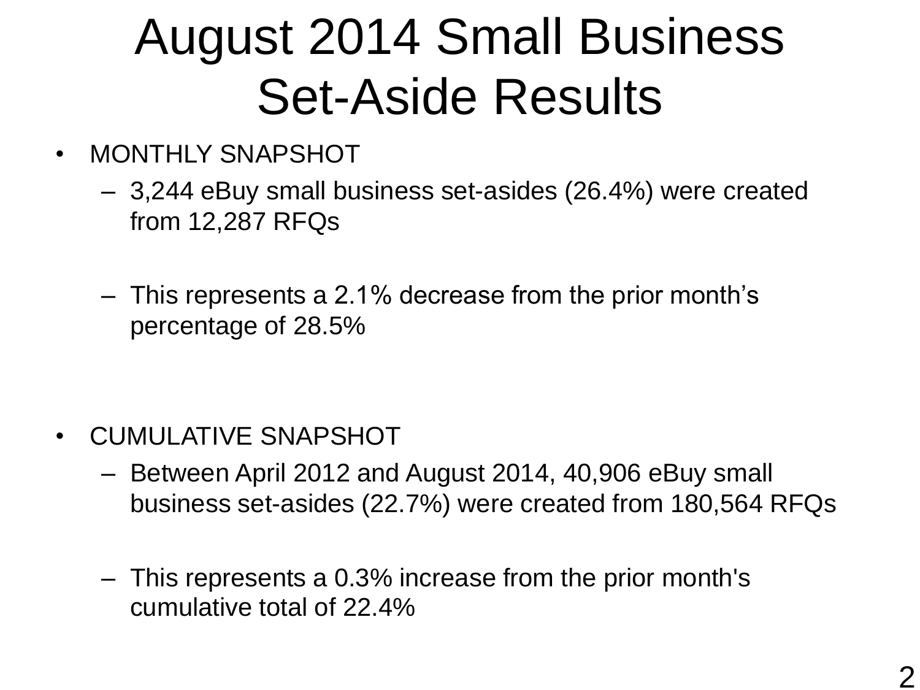# August 2014 Small Business Set-Aside Results

- MONTHLY SNAPSHOT
  - 3,244 eBuy small business set-asides (26.4%) were created from 12,287 RFQs
  - This represents a 2.1% decrease from the prior month's percentage of 28.5%
- CUMULATIVE SNAPSHOT
  - Between April 2012 and August 2014, 40,906 eBuy small business set-asides (22.7%) were created from 180,564 RFQs
  - This represents a 0.3% increase from the prior month's cumulative total of 22.4%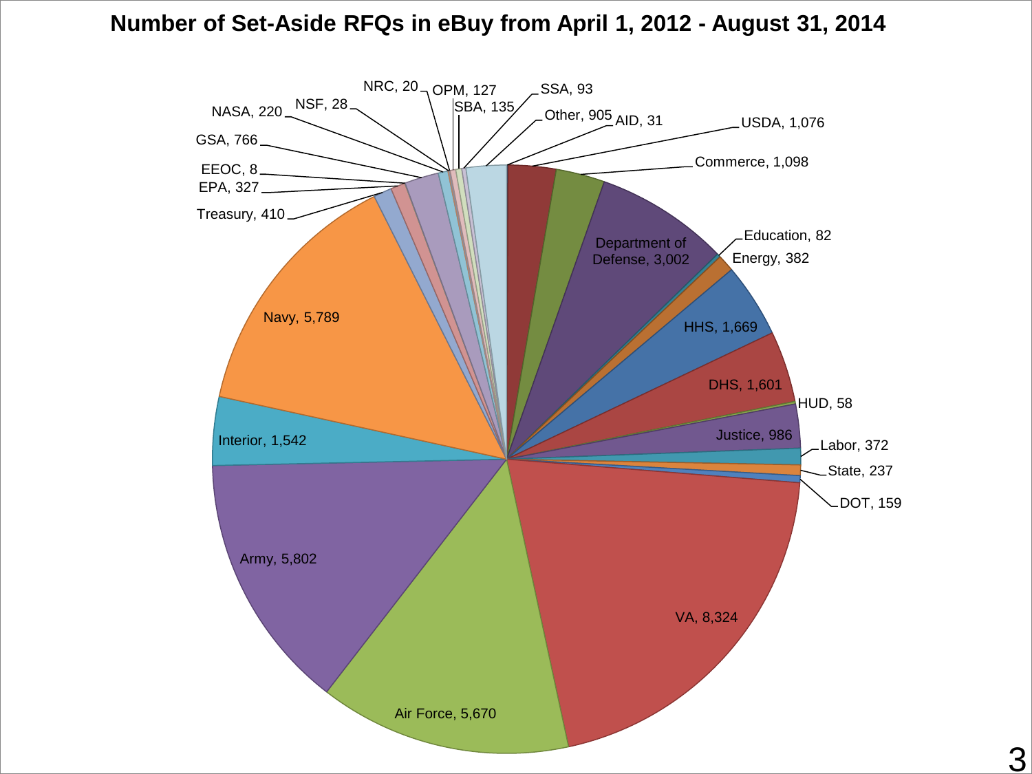# Number of Set-Aside RFQs in eBuy from April 1, 2012 - August 31, 2014

| Agency | Number of Set-Aside RFQs |
| --- | --- |
| AID | 31 |
| USDA | 1,076 |
| Commerce | 1,098 |
| Department of Defense | 3,002 |
| Education | 82 |
| Energy | 382 |
| HHS | 1,669 |
| DHS | 1,601 |
| HUD | 58 |
| Justice | 986 |
| Labor | 372 |
| State | 237 |
| DOT | 159 |
| VA | 8,324 |
| Air Force | 5,670 |
| Army | 5,802 |
| Interior | 1,542 |
| Navy | 5,789 |
| Treasury | 410 |
| EPA | 327 |
| EEOC | 8 |
| GSA | 766 |
| NASA | 220 |
| NSF | 28 |
| NRC | 20 |
| OPM | 127 |
| SBA | 135 |
| SSA | 93 |
| Other | 905 |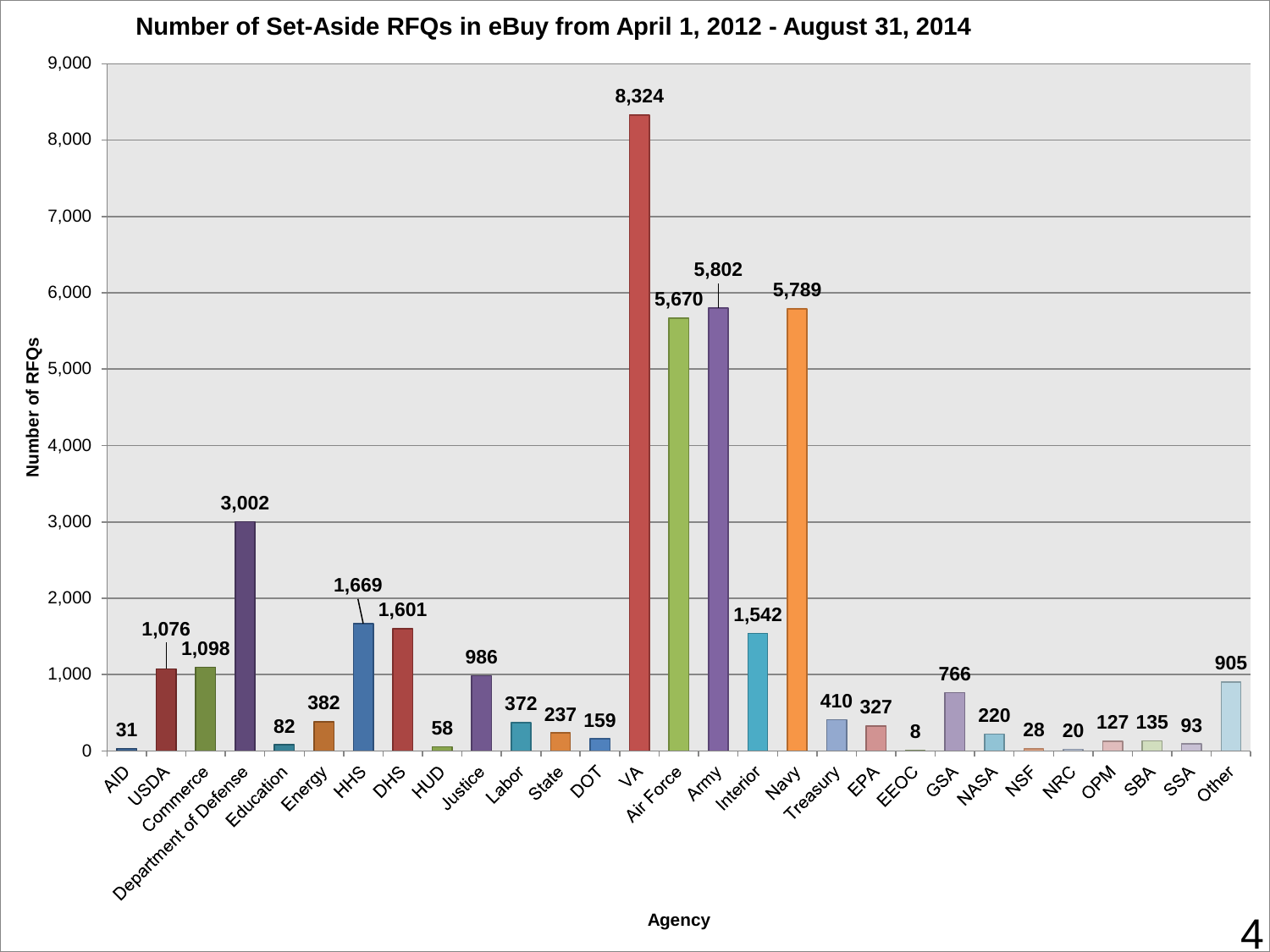# Number of Set-Aside RFQs in eBuy from April 1, 2012 - August 31, 2014

| Agency | Number of RFQs |
| --- | --- |
| AID | 31 |
| USDA | 1,076 |
| Commerce | 1,098 |
| Department of Defense | 3,002 |
| Education | 82 |
| Energy | 382 |
| HHS | 1,669 |
| DHS | 1,601 |
| HUD | 58 |
| Justice | 986 |
| Labor | 372 |
| State | 237 |
| DOT | 159 |
| VA | 8,324 |
| Air Force | 5,670 |
| Army | 5,802 |
| Interior | 1,542 |
| Navy | 5,789 |
| Treasury | 410 |
| EPA | 327 |
| EEOC | 8 |
| GSA | 766 |
| NASA | 220 |
| NSF | 28 |
| NRC | 20 |
| OPM | 127 |
| SBA | 135 |
| SSA | 93 |
| Other | 905 |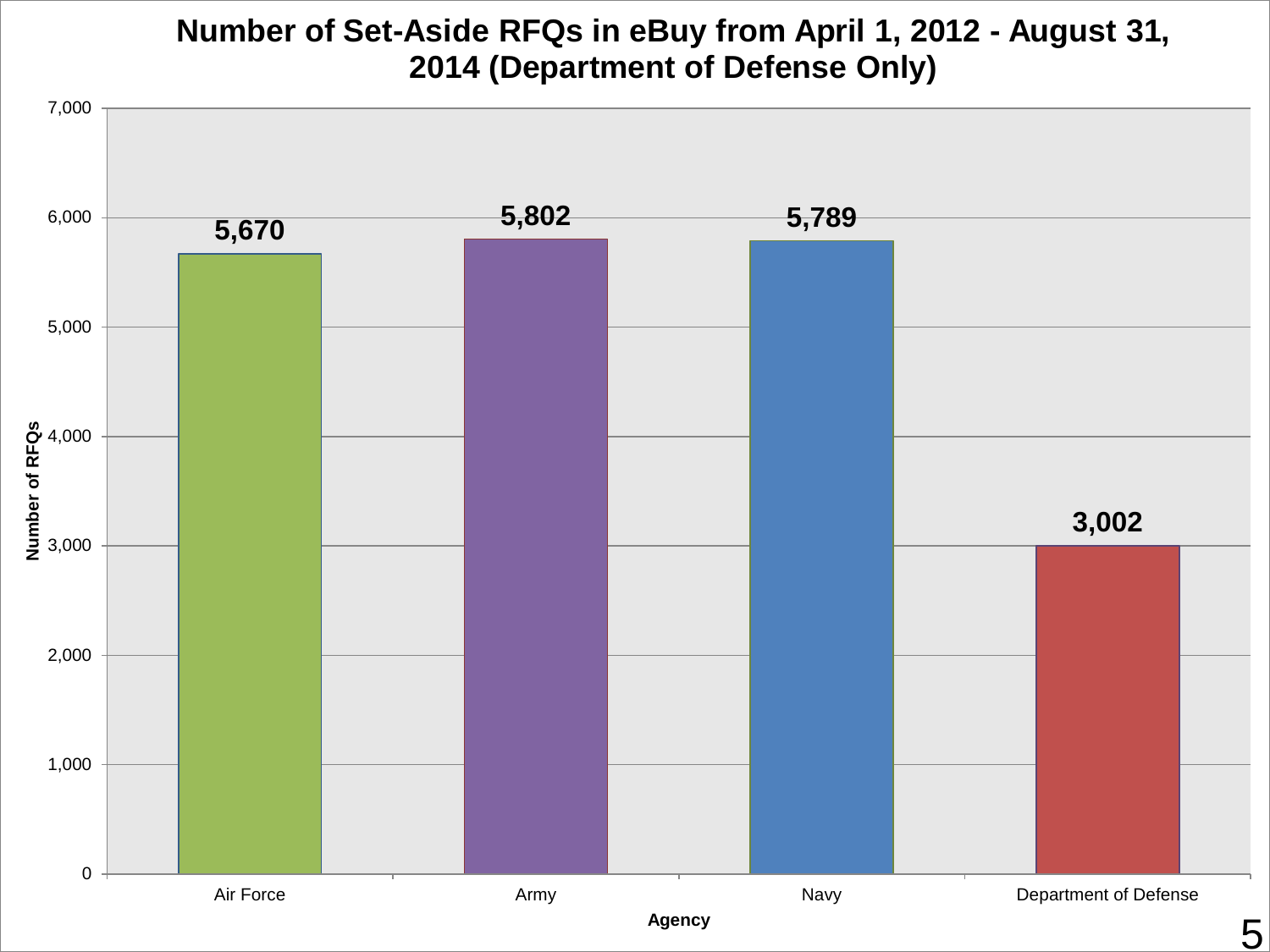# Number of Set-Aside RFQs in eBuy from April 1, 2012 - August 31, 2014 (Department of Defense Only)

| Agency | Number of RFQs |
| --- | --- |
| Air Force | 5,670 |
| Army | 5,802 |
| Navy | 5,789 |
| Department of Defense | 3,002 |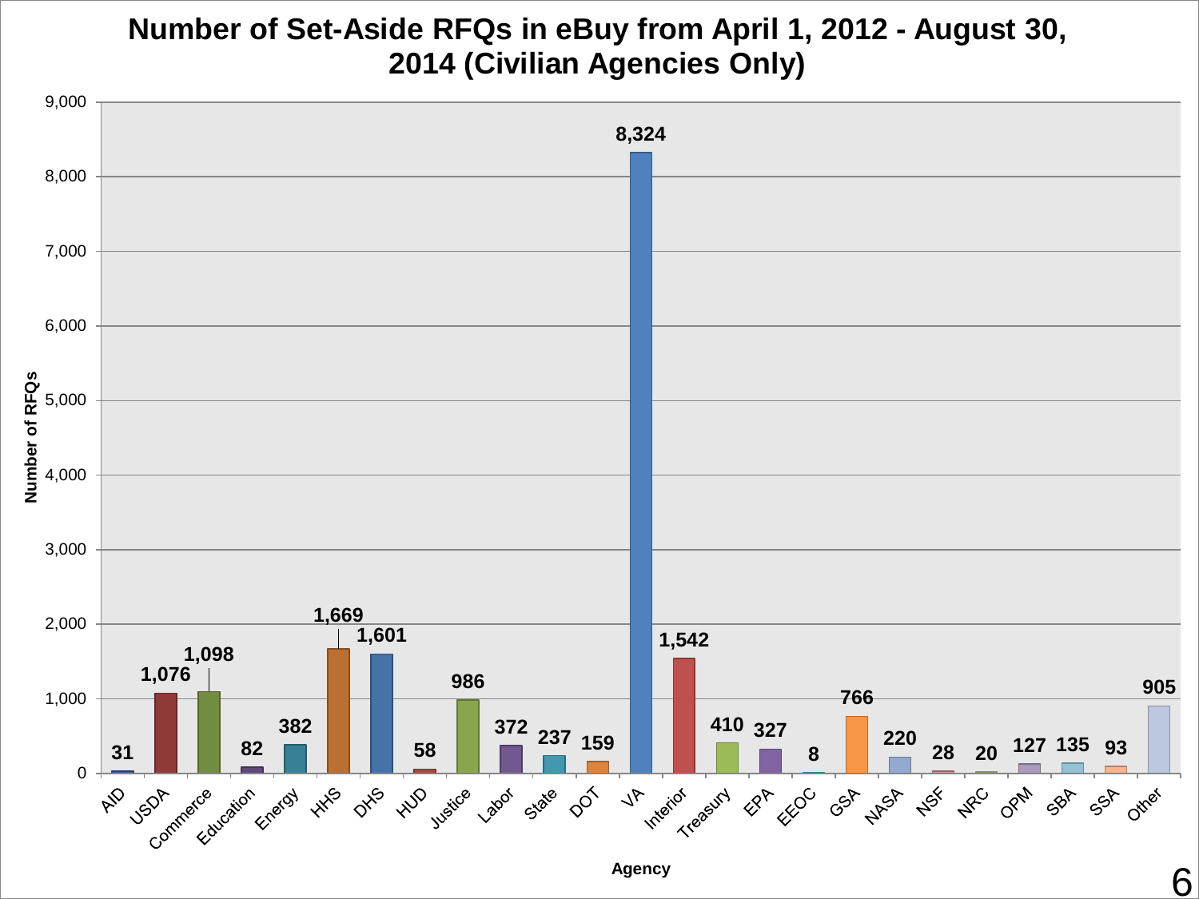# Number of Set-Aside RFQs in eBuy from April 1, 2012 - August 30, 2014 (Civilian Agencies Only)

| Agency | Number of RFQs |
|---|---|
| AID | 31 |
| USDA | 1,076 |
| Commerce | 1,098 |
| Education | 82 |
| Energy | 382 |
| HHS | 1,669 |
| DHS | 1,601 |
| HUD | 58 |
| Justice | 986 |
| Labor | 372 |
| State | 237 |
| DOT | 159 |
| VA | 8,324 |
| Interior | 1,542 |
| Treasury | 410 |
| EPA | 327 |
| EEOC | 8 |
| GSA | 766 |
| NASA | 220 |
| NSF | 28 |
| NRC | 20 |
| OPM | 127 |
| SBA | 135 |
| SSA | 93 |
| Other | 905 |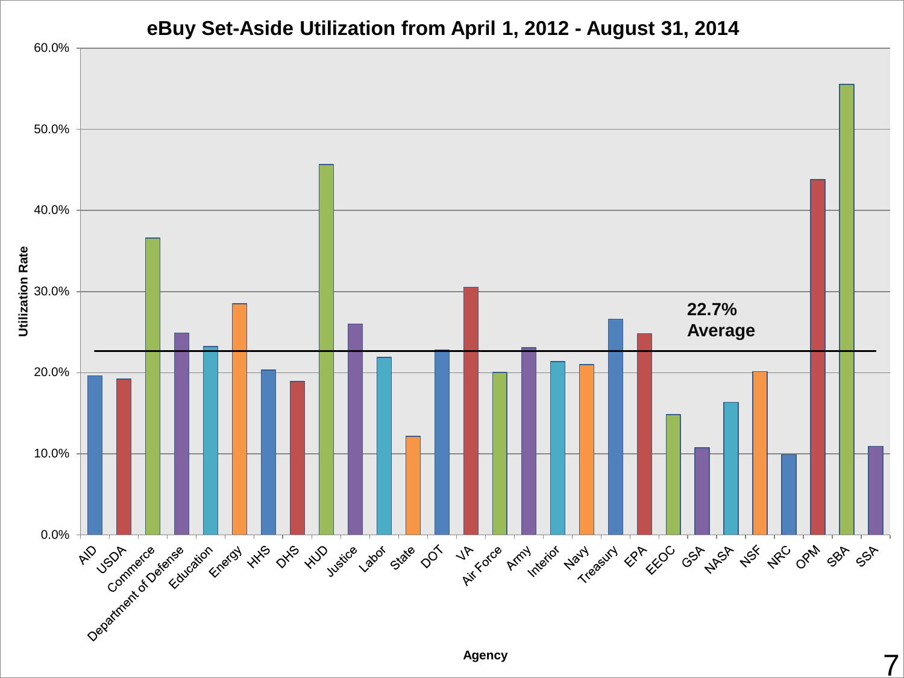## eBuy Set-Aside Utilization from April 1, 2012 - August 31, 2014

Utilization Rate

22.7% Average

Agency

AID, USDA, Commerce, Department of Defense, Education, Energy, HHS, DHS, HUD, Justice, Labor, State, DOT, VA, Air Force, Army, Interior, Navy, Treasury, EPA, EEOC, GSA, NASA, NSF, NRC, OPM, SBA, SSA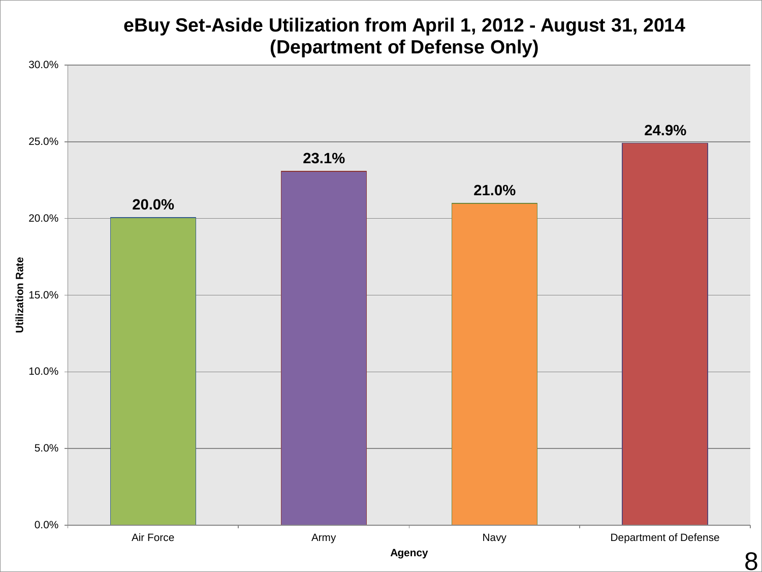# eBuy Set-Aside Utilization from April 1, 2012 - August 31, 2014 (Department of Defense Only)

| Agency | Utilization Rate |
| --- | --- |
| Air Force | 20.0% |
| Army | 23.1% |
| Navy | 21.0% |
| Department of Defense | 24.9% |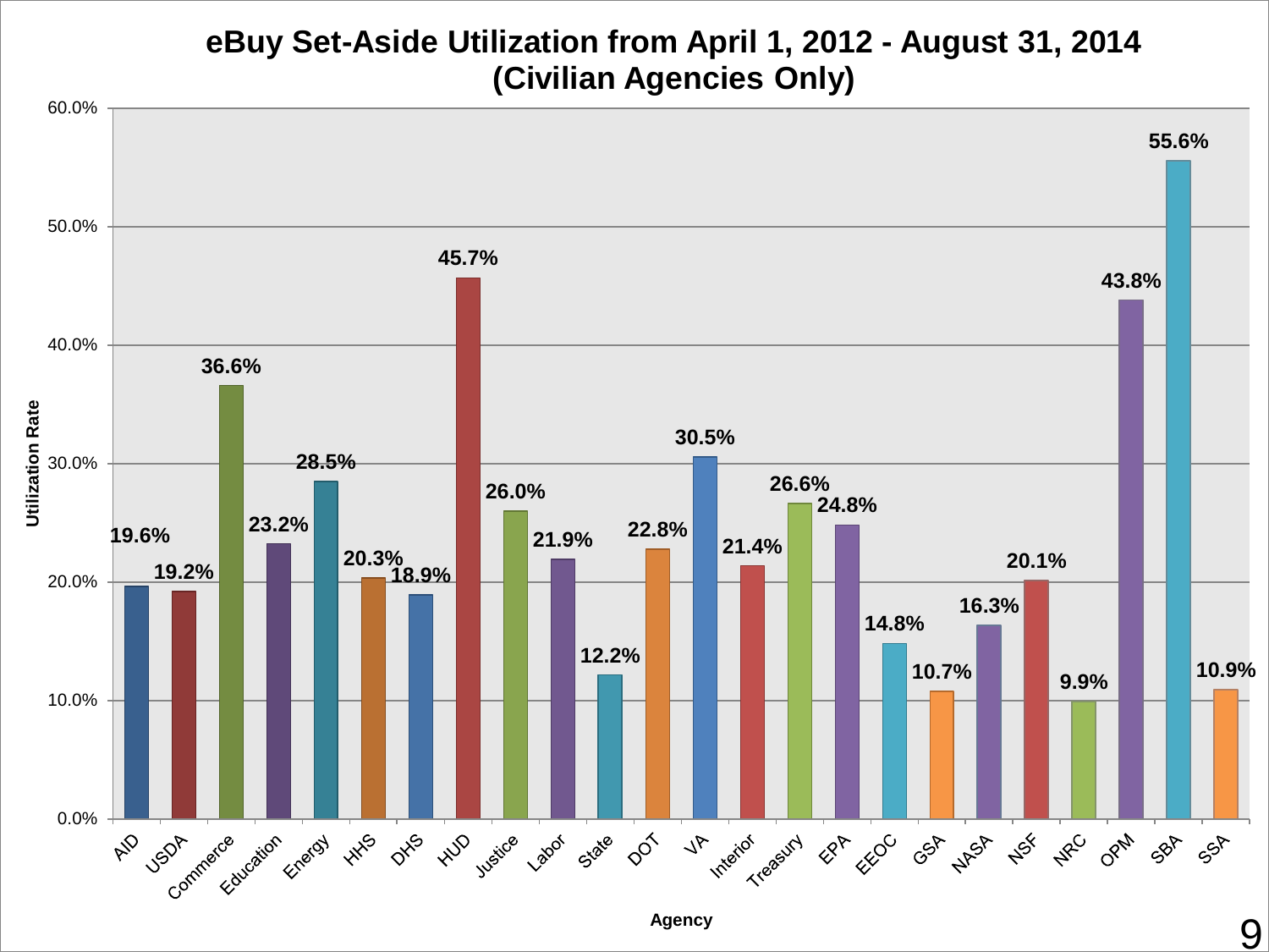# eBuy Set-Aside Utilization from April 1, 2012 - August 31, 2014 (Civilian Agencies Only)

| Agency | Utilization Rate |
|---|---|
| AID | 19.6% |
| USDA | 19.2% |
| Commerce | 36.6% |
| Education | 23.2% |
| Energy | 28.5% |
| HHS | 20.3% |
| DHS | 18.9% |
| HUD | 45.7% |
| Justice | 26.0% |
| Labor | 21.9% |
| State | 12.2% |
| DOT | 22.8% |
| VA | 30.5% |
| Interior | 21.4% |
| Treasury | 26.6% |
| EPA | 24.8% |
| EEOC | 14.8% |
| GSA | 10.7% |
| NASA | 16.3% |
| NSF | 20.1% |
| NRC | 9.9% |
| OPM | 43.8% |
| SBA | 55.6% |
| SSA | 10.9% |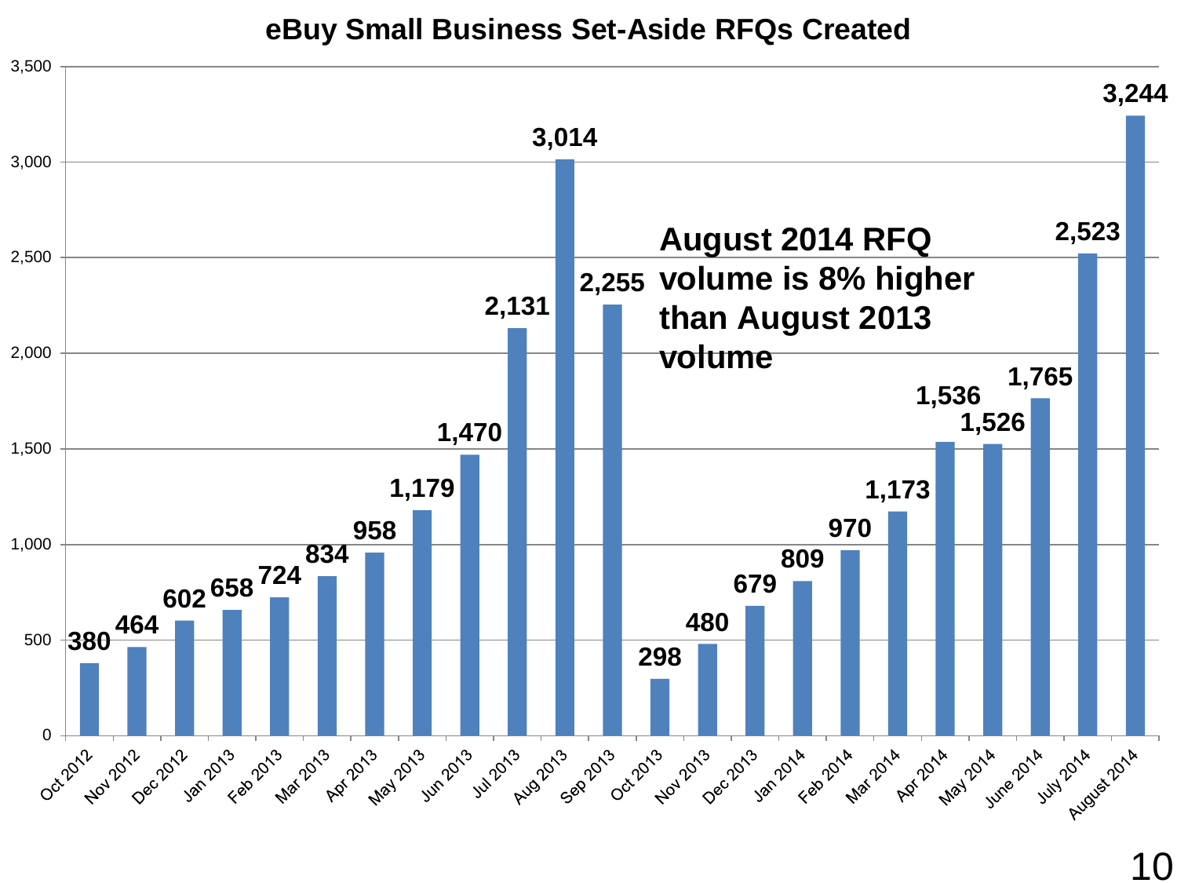# eBuy Small Business Set-Aside RFQs Created

| Month | RFQs Created |
|---|---|
| Oct 2012 | 380 |
| Nov 2012 | 464 |
| Dec 2012 | 602 |
| Jan 2013 | 658 |
| Feb 2013 | 724 |
| Mar 2013 | 834 |
| Apr 2013 | 958 |
| May 2013 | 1,179 |
| Jun 2013 | 1,470 |
| Jul 2013 | 2,131 |
| Aug 2013 | 3,014 |
| Sep 2013 | 2,255 |
| Oct 2013 | 298 |
| Nov 2013 | 480 |
| Dec 2013 | 679 |
| Jan 2014 | 809 |
| Feb 2014 | 970 |
| Mar 2014 | 1,173 |
| Apr 2014 | 1,536 |
| May 2014 | 1,526 |
| June 2014 | 1,765 |
| July 2014 | 2,523 |
| August 2014 | 3,244 |

**August 2014 RFQ volume is 8% higher than August 2013 volume**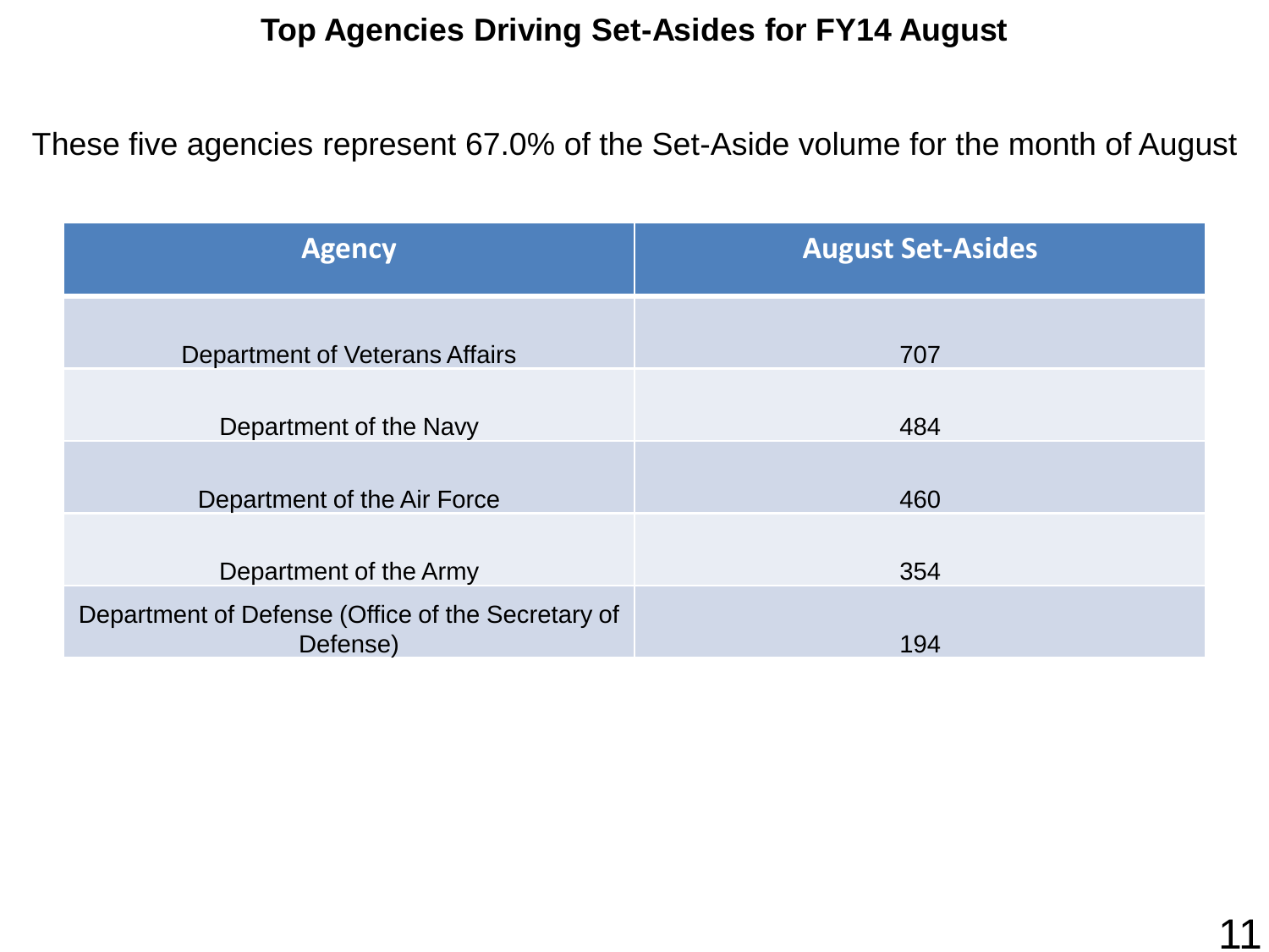# Top Agencies Driving Set-Asides for FY14 August

These five agencies represent 67.0% of the Set-Aside volume for the month of August

| Agency | August Set-Asides |
|---|---|
| Department of Veterans Affairs | 707 |
| Department of the Navy | 484 |
| Department of the Air Force | 460 |
| Department of the Army | 354 |
| Department of Defense (Office of the Secretary of Defense) | 194 |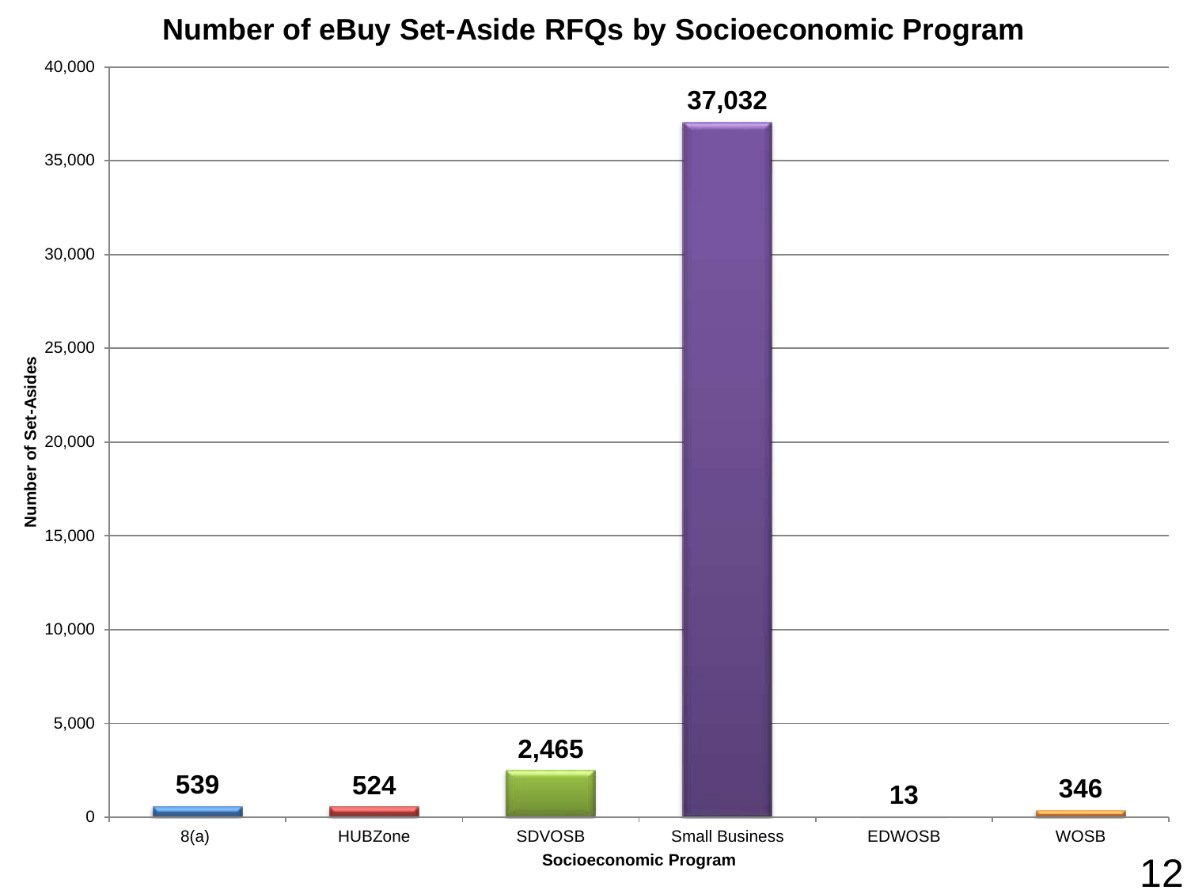# Number of eBuy Set-Aside RFQs by Socioeconomic Program

| Socioeconomic Program | Number of Set-Asides |
| --- | --- |
| 8(a) | 539 |
| HUBZone | 524 |
| SDVOSB | 2,465 |
| Small Business | 37,032 |
| EDWOSB | 13 |
| WOSB | 346 |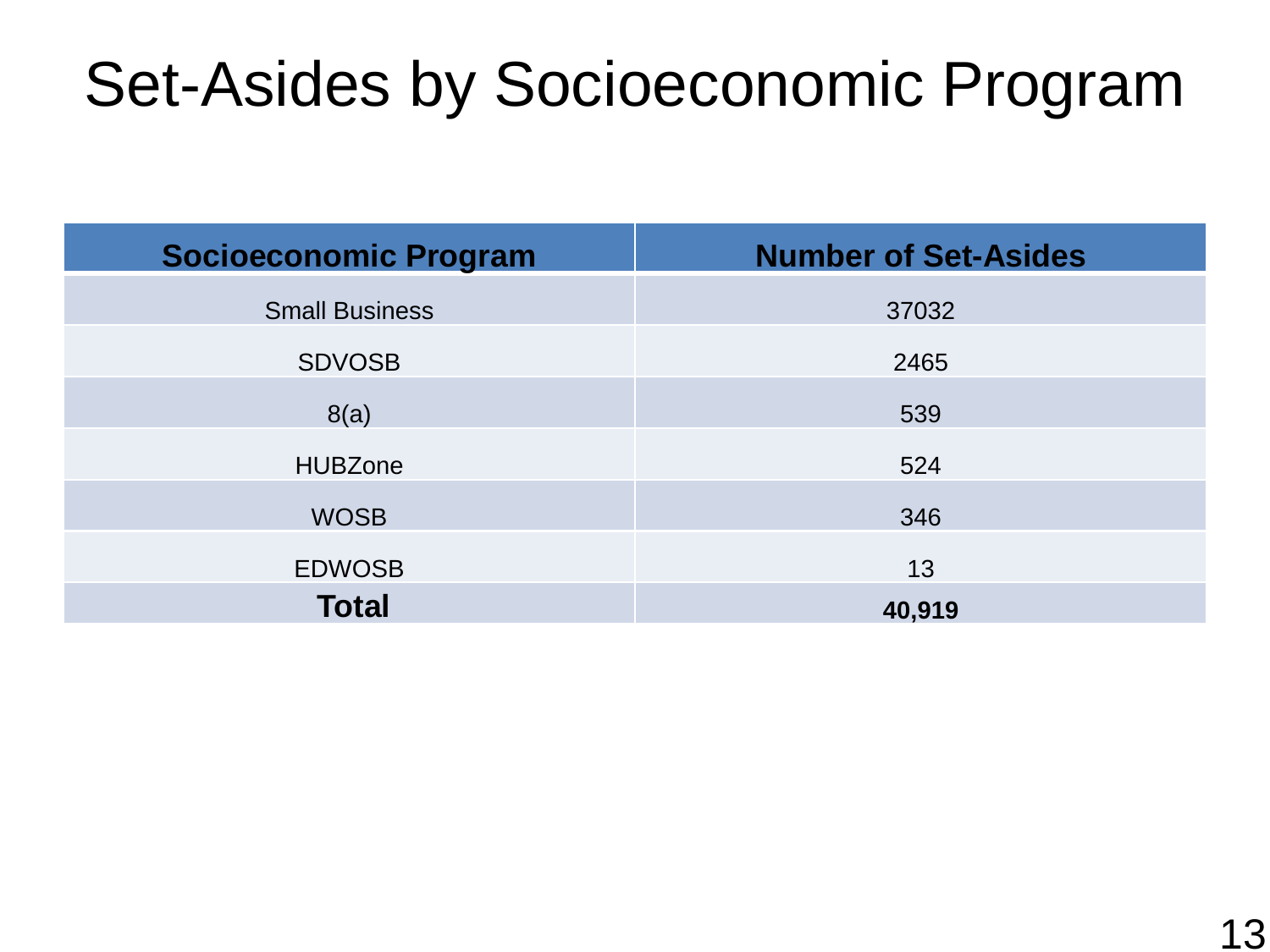# Set-Asides by Socioeconomic Program

| Socioeconomic Program | Number of Set-Asides |
| --- | --- |
| Small Business | 37032 |
| SDVOSB | 2465 |
| 8(a) | 539 |
| HUBZone | 524 |
| WOSB | 346 |
| EDWOSB | 13 |
| **Total** | **40,919** |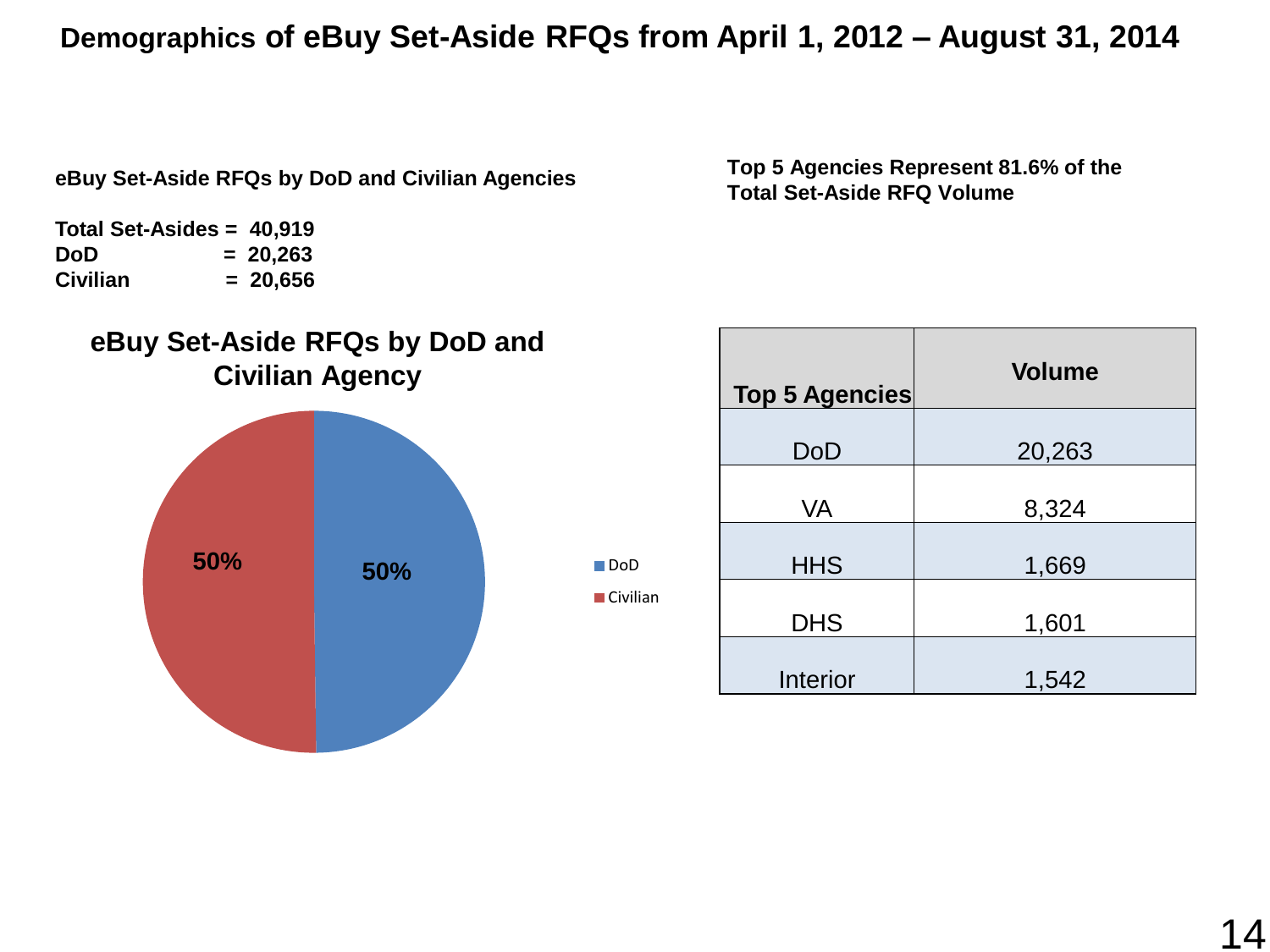# Demographics of eBuy Set-Aside RFQs from April 1, 2012 – August 31, 2014

**eBuy Set-Aside RFQs by DoD and Civilian Agencies**

**Total Set-Asides = 40,919**
**DoD = 20,263**
**Civilian = 20,656**

**eBuy Set-Aside RFQs by DoD and Civilian Agency**

- DoD: 50%
- Civilian: 50%

**Top 5 Agencies Represent 81.6% of the Total Set-Aside RFQ Volume**

| Top 5 Agencies | Volume |
|---|---|
| DoD | 20,263 |
| VA | 8,324 |
| HHS | 1,669 |
| DHS | 1,601 |
| Interior | 1,542 |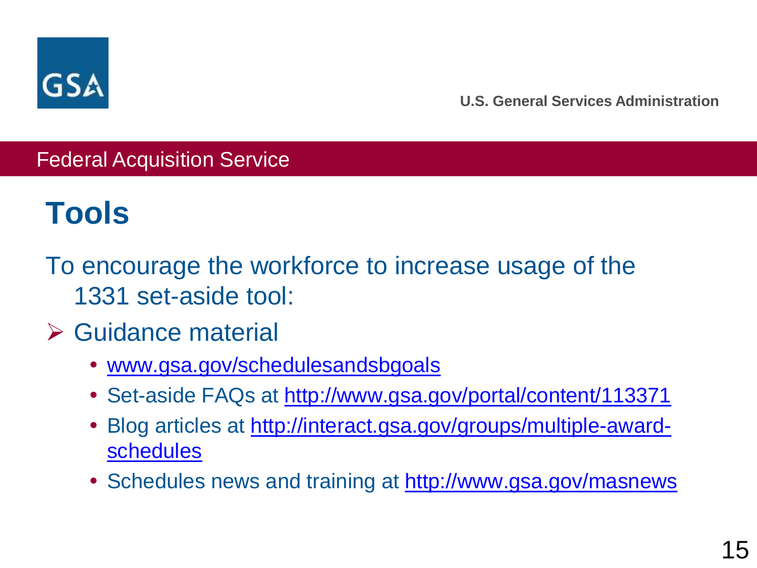# Tools

To encourage the workforce to increase usage of the 1331 set-aside tool:

- Guidance material
  - www.gsa.gov/schedulesandsbgoals
  - Set-aside FAQs at http://www.gsa.gov/portal/content/113371
  - Blog articles at http://interact.gsa.gov/groups/multiple-award-schedules
  - Schedules news and training at http://www.gsa.gov/masnews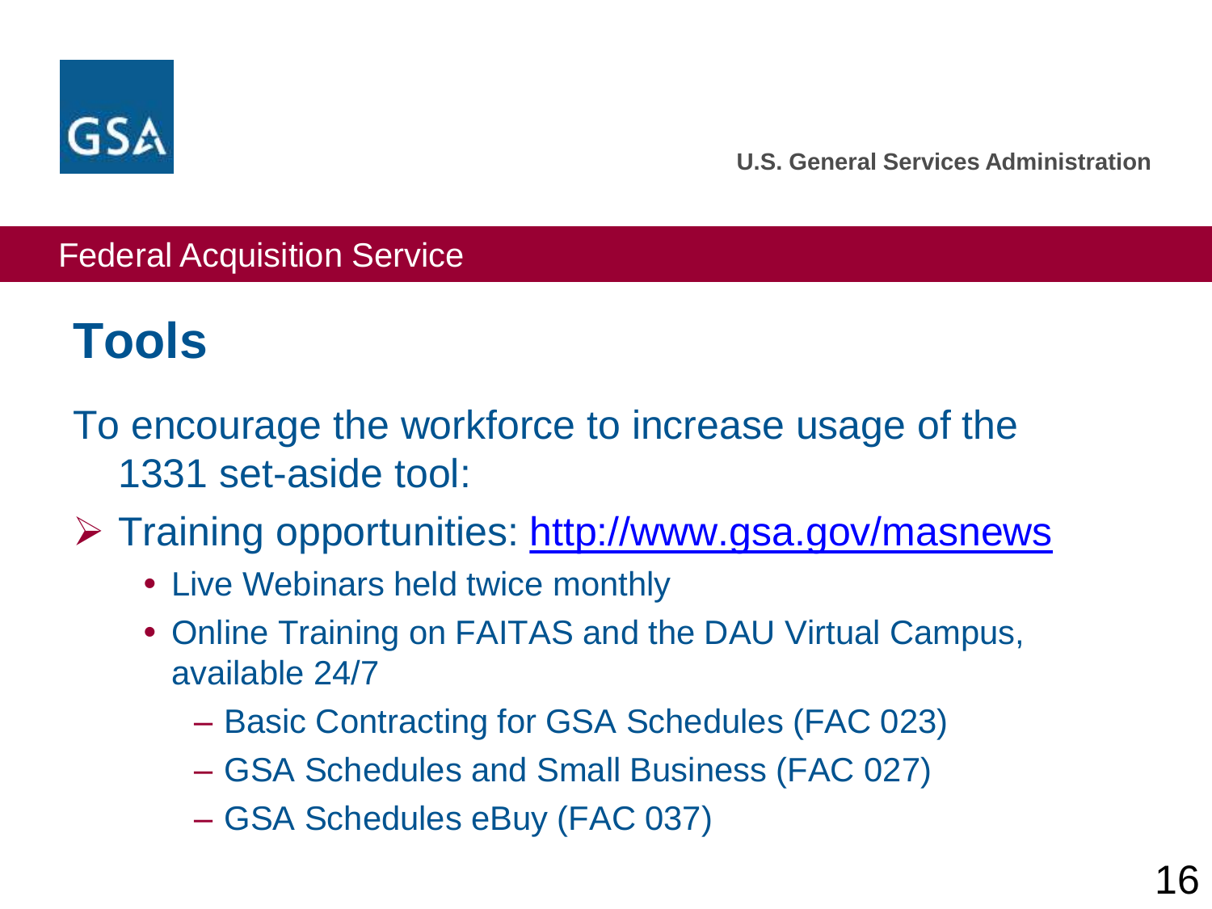# Tools

To encourage the workforce to increase usage of the 1331 set-aside tool:

- Training opportunities: http://www.gsa.gov/masnews
  - Live Webinars held twice monthly
  - Online Training on FAITAS and the DAU Virtual Campus, available 24/7
    - Basic Contracting for GSA Schedules (FAC 023)
    - GSA Schedules and Small Business (FAC 027)
    - GSA Schedules eBuy (FAC 037)